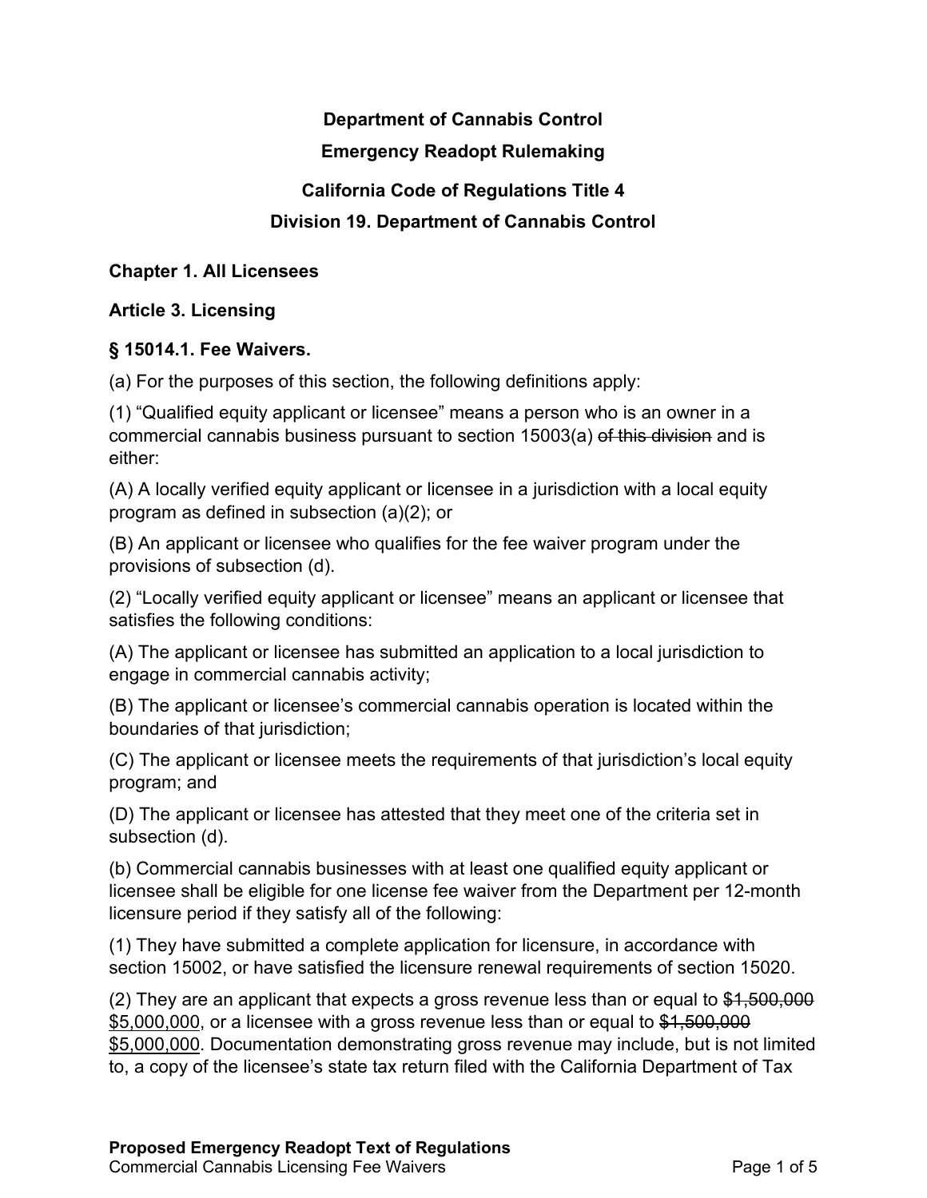**Department of Cannabis Control**

**Emergency Readopt Rulemaking**

**California Code of Regulations Title 4**

**Division 19. Department of Cannabis Control**

**Chapter 1. All Licensees**

**Article 3. Licensing**

**§ 15014.1. Fee Waivers.**

(a) For the purposes of this section, the following definitions apply:

(1) “Qualified equity applicant or licensee” means a person who is an owner in a commercial cannabis business pursuant to section 15003(a) ~~of this division~~ and is either:

(A) A locally verified equity applicant or licensee in a jurisdiction with a local equity program as defined in subsection (a)(2); or

(B) An applicant or licensee who qualifies for the fee waiver program under the provisions of subsection (d).

(2) “Locally verified equity applicant or licensee” means an applicant or licensee that satisfies the following conditions:

(A) The applicant or licensee has submitted an application to a local jurisdiction to engage in commercial cannabis activity;

(B) The applicant or licensee’s commercial cannabis operation is located within the boundaries of that jurisdiction;

(C) The applicant or licensee meets the requirements of that jurisdiction’s local equity program; and

(D) The applicant or licensee has attested that they meet one of the criteria set in subsection (d).

(b) Commercial cannabis businesses with at least one qualified equity applicant or licensee shall be eligible for one license fee waiver from the Department per 12-month licensure period if they satisfy all of the following:

(1) They have submitted a complete application for licensure, in accordance with section 15002, or have satisfied the licensure renewal requirements of section 15020.

(2) They are an applicant that expects a gross revenue less than or equal to ~~$1,500,000~~ <u>$5,000,000</u>, or a licensee with a gross revenue less than or equal to ~~$1,500,000~~ <u>$5,000,000</u>. Documentation demonstrating gross revenue may include, but is not limited to, a copy of the licensee’s state tax return filed with the California Department of Tax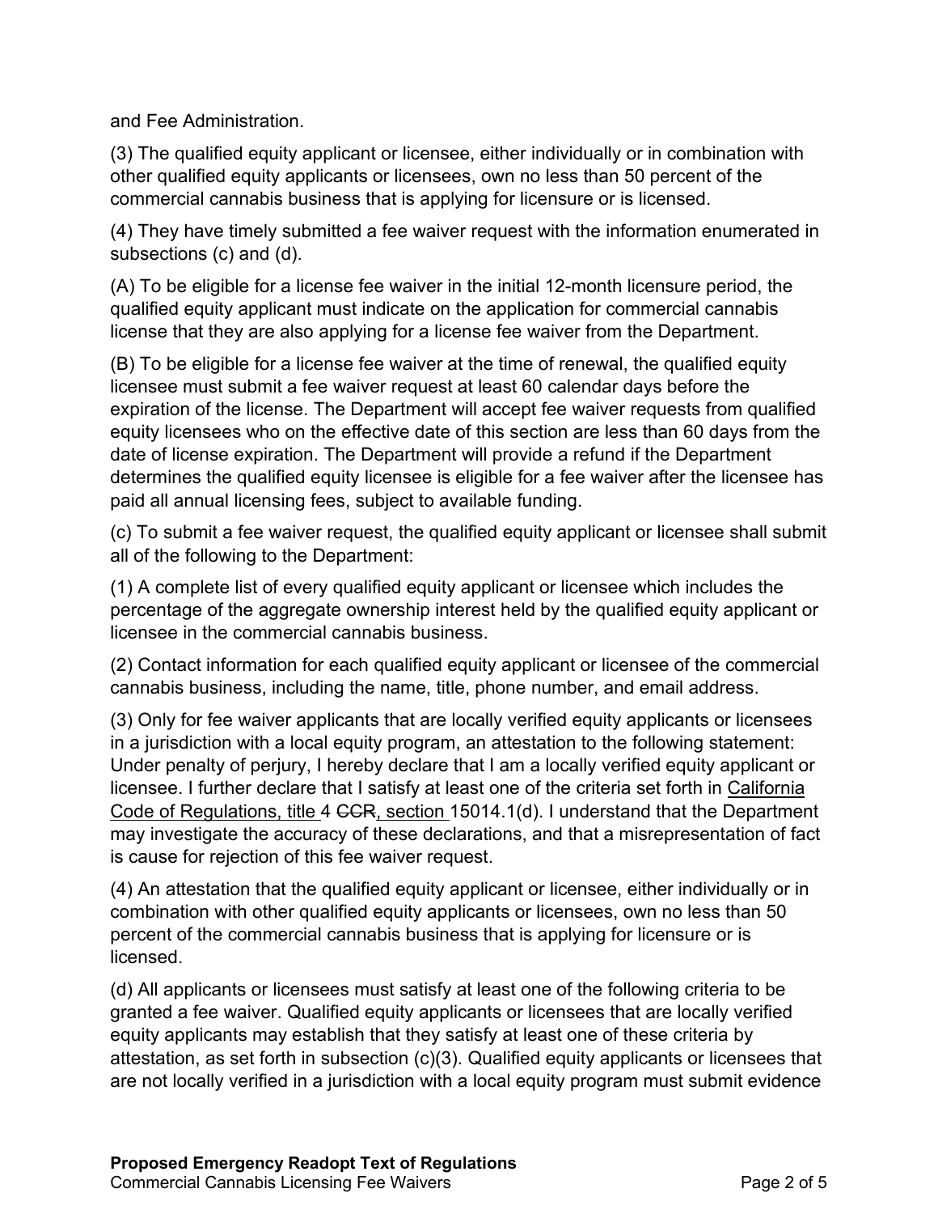and Fee Administration.

(3) The qualified equity applicant or licensee, either individually or in combination with other qualified equity applicants or licensees, own no less than 50 percent of the commercial cannabis business that is applying for licensure or is licensed.

(4) They have timely submitted a fee waiver request with the information enumerated in subsections (c) and (d).

(A) To be eligible for a license fee waiver in the initial 12-month licensure period, the qualified equity applicant must indicate on the application for commercial cannabis license that they are also applying for a license fee waiver from the Department.

(B) To be eligible for a license fee waiver at the time of renewal, the qualified equity licensee must submit a fee waiver request at least 60 calendar days before the expiration of the license. The Department will accept fee waiver requests from qualified equity licensees who on the effective date of this section are less than 60 days from the date of license expiration. The Department will provide a refund if the Department determines the qualified equity licensee is eligible for a fee waiver after the licensee has paid all annual licensing fees, subject to available funding.

(c) To submit a fee waiver request, the qualified equity applicant or licensee shall submit all of the following to the Department:

(1) A complete list of every qualified equity applicant or licensee which includes the percentage of the aggregate ownership interest held by the qualified equity applicant or licensee in the commercial cannabis business.

(2) Contact information for each qualified equity applicant or licensee of the commercial cannabis business, including the name, title, phone number, and email address.

(3) Only for fee waiver applicants that are locally verified equity applicants or licensees in a jurisdiction with a local equity program, an attestation to the following statement: Under penalty of perjury, I hereby declare that I am a locally verified equity applicant or licensee. I further declare that I satisfy at least one of the criteria set forth in <u>California Code of Regulations, title</u> 4 ~~CCR~~<u>, section</u> 15014.1(d). I understand that the Department may investigate the accuracy of these declarations, and that a misrepresentation of fact is cause for rejection of this fee waiver request.

(4) An attestation that the qualified equity applicant or licensee, either individually or in combination with other qualified equity applicants or licensees, own no less than 50 percent of the commercial cannabis business that is applying for licensure or is licensed.

(d) All applicants or licensees must satisfy at least one of the following criteria to be granted a fee waiver. Qualified equity applicants or licensees that are locally verified equity applicants may establish that they satisfy at least one of these criteria by attestation, as set forth in subsection (c)(3). Qualified equity applicants or licensees that are not locally verified in a jurisdiction with a local equity program must submit evidence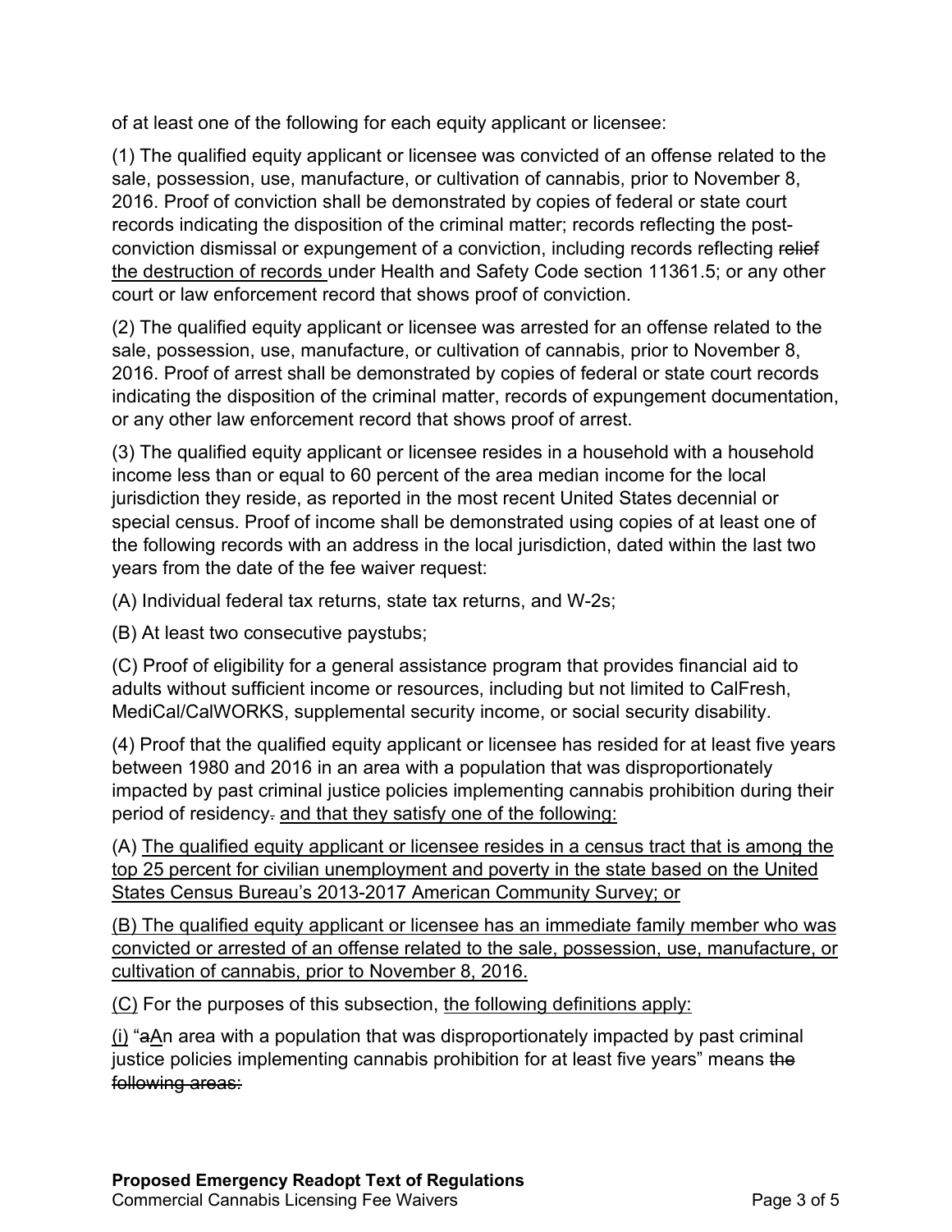of at least one of the following for each equity applicant or licensee:

(1) The qualified equity applicant or licensee was convicted of an offense related to the sale, possession, use, manufacture, or cultivation of cannabis, prior to November 8, 2016. Proof of conviction shall be demonstrated by copies of federal or state court records indicating the disposition of the criminal matter; records reflecting the post-conviction dismissal or expungement of a conviction, including records reflecting ~~relief~~ <u>the destruction of records</u> under Health and Safety Code section 11361.5; or any other court or law enforcement record that shows proof of conviction.

(2) The qualified equity applicant or licensee was arrested for an offense related to the sale, possession, use, manufacture, or cultivation of cannabis, prior to November 8, 2016. Proof of arrest shall be demonstrated by copies of federal or state court records indicating the disposition of the criminal matter, records of expungement documentation, or any other law enforcement record that shows proof of arrest.

(3) The qualified equity applicant or licensee resides in a household with a household income less than or equal to 60 percent of the area median income for the local jurisdiction they reside, as reported in the most recent United States decennial or special census. Proof of income shall be demonstrated using copies of at least one of the following records with an address in the local jurisdiction, dated within the last two years from the date of the fee waiver request:

(A) Individual federal tax returns, state tax returns, and W-2s;

(B) At least two consecutive paystubs;

(C) Proof of eligibility for a general assistance program that provides financial aid to adults without sufficient income or resources, including but not limited to CalFresh, MediCal/CalWORKS, supplemental security income, or social security disability.

(4) Proof that the qualified equity applicant or licensee has resided for at least five years between 1980 and 2016 in an area with a population that was disproportionately impacted by past criminal justice policies implementing cannabis prohibition during their period of residency~~.~~ <u>and that they satisfy one of the following:</u>

(A) <u>The qualified equity applicant or licensee resides in a census tract that is among the top 25 percent for civilian unemployment and poverty in the state based on the United States Census Bureau's 2013-2017 American Community Survey; or</u>

<u>(B) The qualified equity applicant or licensee has an immediate family member who was convicted or arrested of an offense related to the sale, possession, use, manufacture, or cultivation of cannabis, prior to November 8, 2016.</u>

<u>(C)</u> For the purposes of this subsection, <u>the following definitions apply:</u>

<u>(i)</u> "~~a~~<u>A</u>n area with a population that was disproportionately impacted by past criminal justice policies implementing cannabis prohibition for at least five years" means ~~the following areas:~~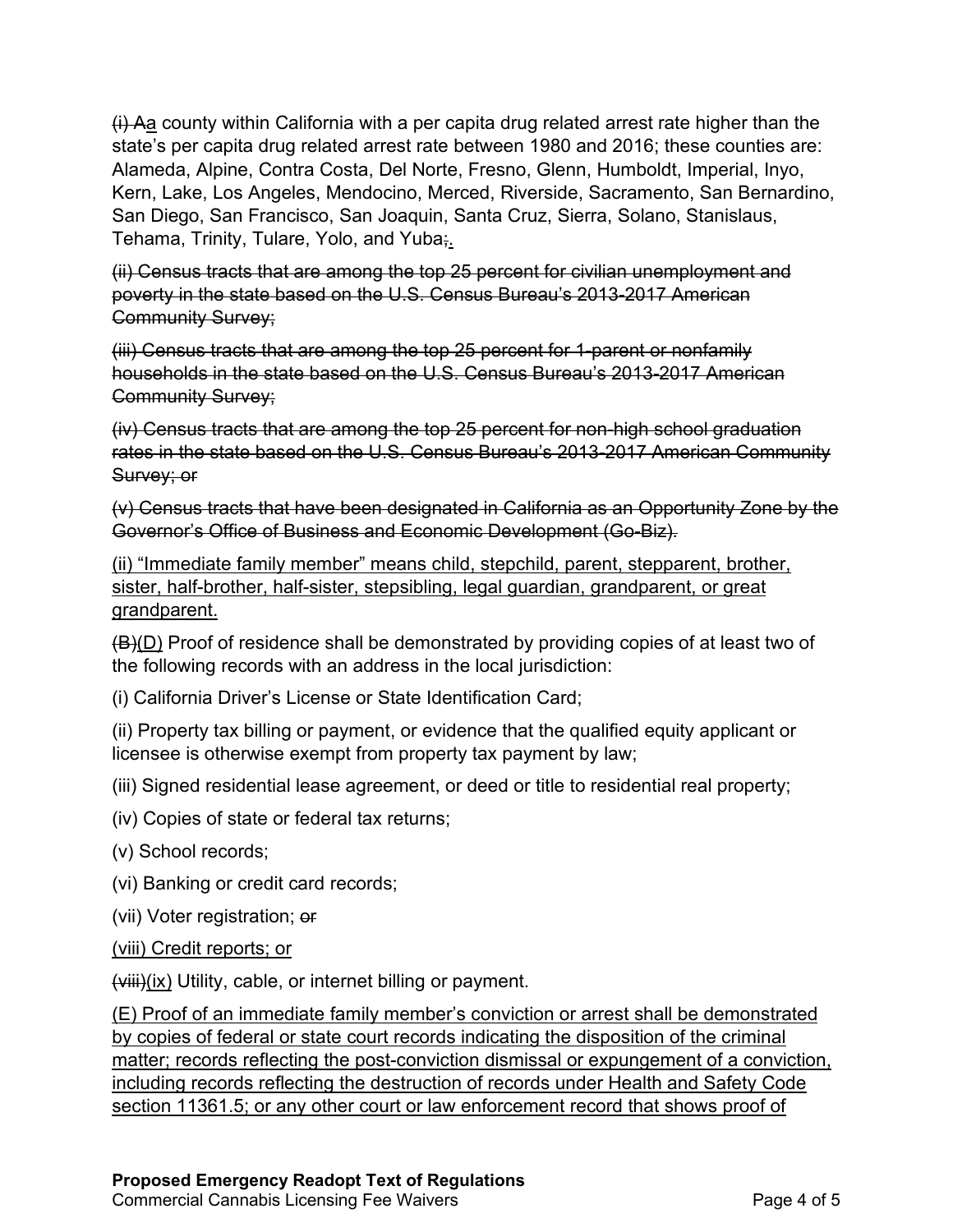~~(i) A~~<u>a</u> county within California with a per capita drug related arrest rate higher than the state's per capita drug related arrest rate between 1980 and 2016; these counties are: Alameda, Alpine, Contra Costa, Del Norte, Fresno, Glenn, Humboldt, Imperial, Inyo, Kern, Lake, Los Angeles, Mendocino, Merced, Riverside, Sacramento, San Bernardino, San Diego, San Francisco, San Joaquin, Santa Cruz, Sierra, Solano, Stanislaus, Tehama, Trinity, Tulare, Yolo, and Yuba~~;~~<u>.</u>

~~(ii) Census tracts that are among the top 25 percent for civilian unemployment and poverty in the state based on the U.S. Census Bureau's 2013-2017 American Community Survey;~~

~~(iii) Census tracts that are among the top 25 percent for 1-parent or nonfamily households in the state based on the U.S. Census Bureau's 2013-2017 American Community Survey;~~

~~(iv) Census tracts that are among the top 25 percent for non-high school graduation rates in the state based on the U.S. Census Bureau's 2013-2017 American Community Survey; or~~

~~(v) Census tracts that have been designated in California as an Opportunity Zone by the Governor's Office of Business and Economic Development (Go-Biz).~~

<u>(ii) "Immediate family member" means child, stepchild, parent, stepparent, brother, sister, half-brother, half-sister, stepsibling, legal guardian, grandparent, or great grandparent.</u>

~~(B)~~<u>(D)</u> Proof of residence shall be demonstrated by providing copies of at least two of the following records with an address in the local jurisdiction:

(i) California Driver's License or State Identification Card;

(ii) Property tax billing or payment, or evidence that the qualified equity applicant or licensee is otherwise exempt from property tax payment by law;

(iii) Signed residential lease agreement, or deed or title to residential real property;

(iv) Copies of state or federal tax returns;

(v) School records;

(vi) Banking or credit card records;

(vii) Voter registration; ~~or~~

<u>(viii) Credit reports; or</u>

~~(viii)~~<u>(ix)</u> Utility, cable, or internet billing or payment.

<u>(E) Proof of an immediate family member's conviction or arrest shall be demonstrated by copies of federal or state court records indicating the disposition of the criminal matter; records reflecting the post-conviction dismissal or expungement of a conviction, including records reflecting the destruction of records under Health and Safety Code section 11361.5; or any other court or law enforcement record that shows proof of</u>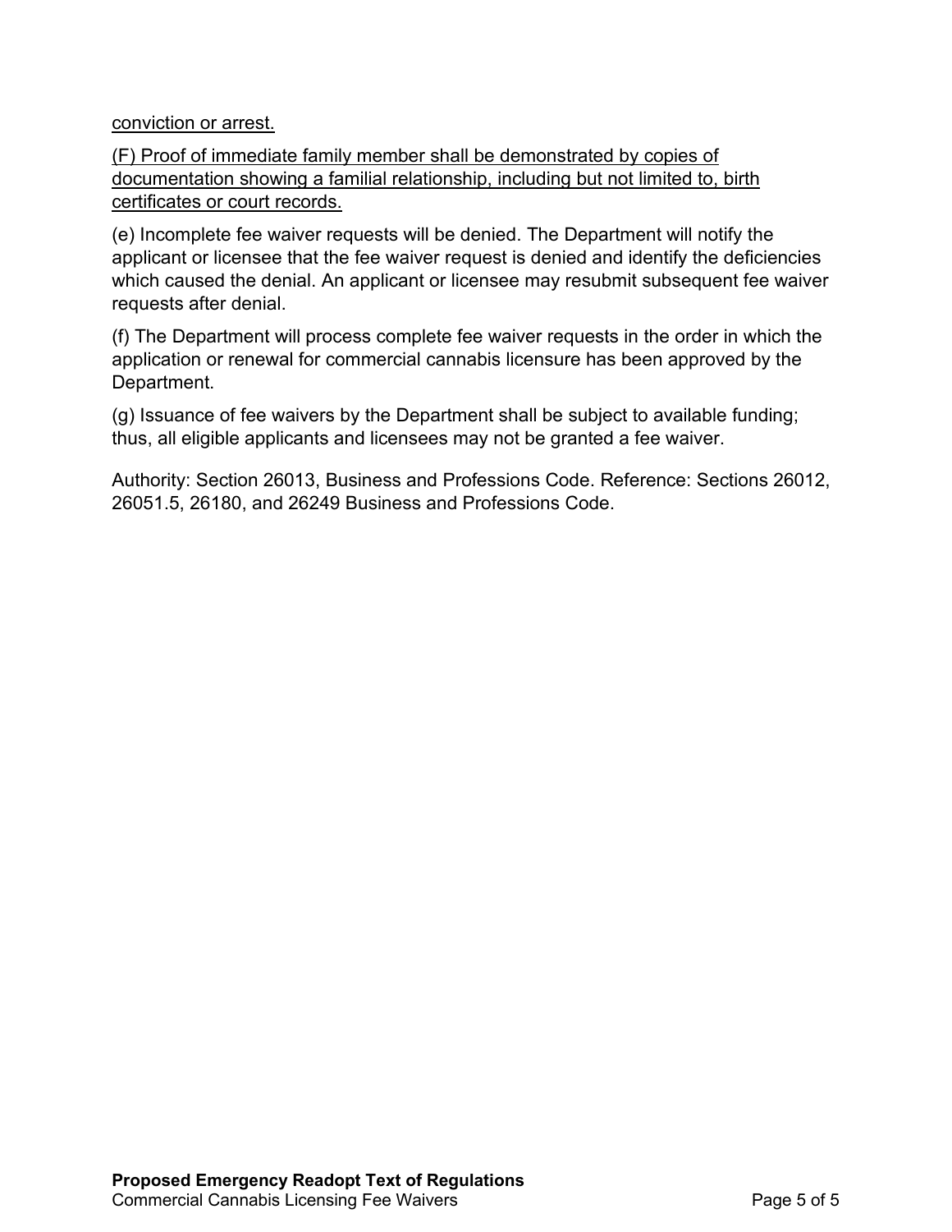conviction or arrest.

(F) Proof of immediate family member shall be demonstrated by copies of documentation showing a familial relationship, including but not limited to, birth certificates or court records.

(e) Incomplete fee waiver requests will be denied. The Department will notify the applicant or licensee that the fee waiver request is denied and identify the deficiencies which caused the denial. An applicant or licensee may resubmit subsequent fee waiver requests after denial.

(f) The Department will process complete fee waiver requests in the order in which the application or renewal for commercial cannabis licensure has been approved by the Department.

(g) Issuance of fee waivers by the Department shall be subject to available funding; thus, all eligible applicants and licensees may not be granted a fee waiver.

Authority: Section 26013, Business and Professions Code. Reference: Sections 26012, 26051.5, 26180, and 26249 Business and Professions Code.